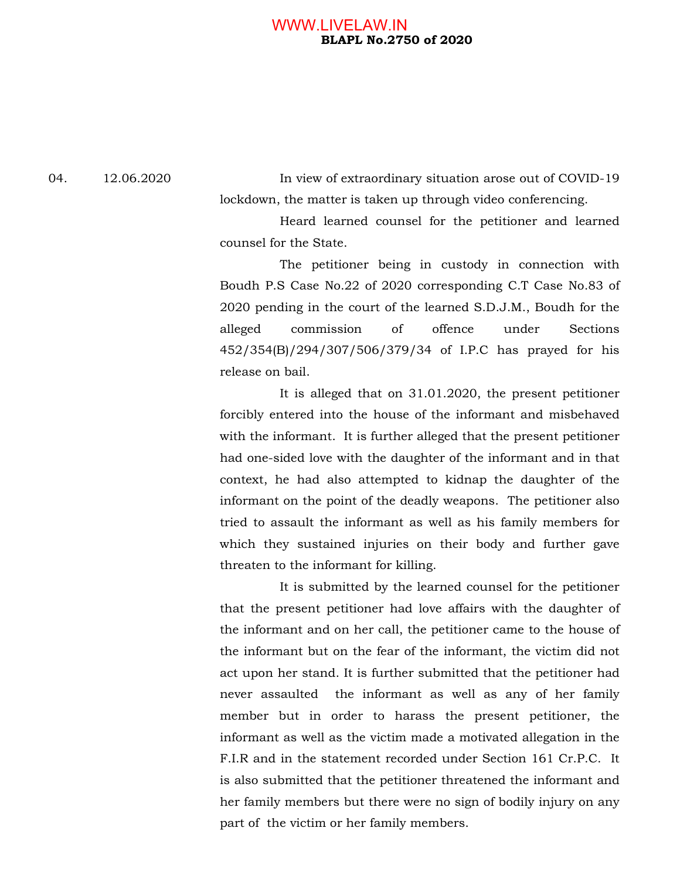04. 12.06.2020

In view of extraordinary situation arose out of COVID-19 lockdown, the matter is taken up through video conferencing.

Heard learned counsel for the petitioner and learned counsel for the State.

The petitioner being in custody in connection with Boudh P.S Case No.22 of 2020 corresponding C.T Case No.83 of 2020 pending in the court of the learned S.D.J.M., Boudh for the alleged commission of offence under Sections 452/354(B)/294/307/506/379/34 of I.P.C has prayed for his release on bail.

It is alleged that on 31.01.2020, the present petitioner forcibly entered into the house of the informant and misbehaved with the informant. It is further alleged that the present petitioner had one-sided love with the daughter of the informant and in that context, he had also attempted to kidnap the daughter of the informant on the point of the deadly weapons. The petitioner also tried to assault the informant as well as his family members for which they sustained injuries on their body and further gave threaten to the informant for killing.

It is submitted by the learned counsel for the petitioner that the present petitioner had love affairs with the daughter of the informant and on her call, the petitioner came to the house of the informant but on the fear of the informant, the victim did not act upon her stand. It is further submitted that the petitioner had never assaulted the informant as well as any of her family member but in order to harass the present petitioner, the informant as well as the victim made a motivated allegation in the F.I.R and in the statement recorded under Section 161 Cr.P.C. It is also submitted that the petitioner threatened the informant and her family members but there were no sign of bodily injury on any part of the victim or her family members.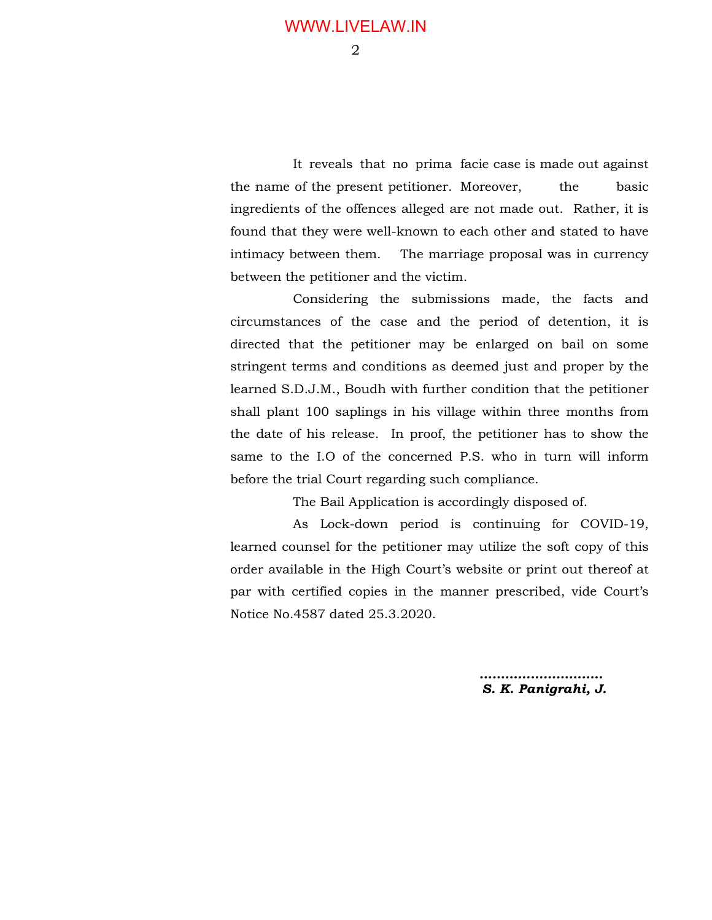It reveals that no prima facie case is made out against the name of the present petitioner. Moreover, the basic ingredients of the offences alleged are not made out. Rather, it is found that they were well-known to each other and stated to have intimacy between them. The marriage proposal was in currency between the petitioner and the victim.

Considering the submissions made, the facts and circumstances of the case and the period of detention, it is directed that the petitioner may be enlarged on bail on some stringent terms and conditions as deemed just and proper by the learned S.D.J.M., Boudh with further condition that the petitioner shall plant 100 saplings in his village within three months from the date of his release. In proof, the petitioner has to show the same to the I.O of the concerned P.S. who in turn will inform before the trial Court regarding such compliance.

The Bail Application is accordingly disposed of.

As Lock-down period is continuing for COVID-19, learned counsel for the petitioner may utilize the soft copy of this order available in the High Court's website or print out thereof at par with certified copies in the manner prescribed, vide Court's Notice No.4587 dated 25.3.2020.

............................

***S. K. Panigrahi, J.***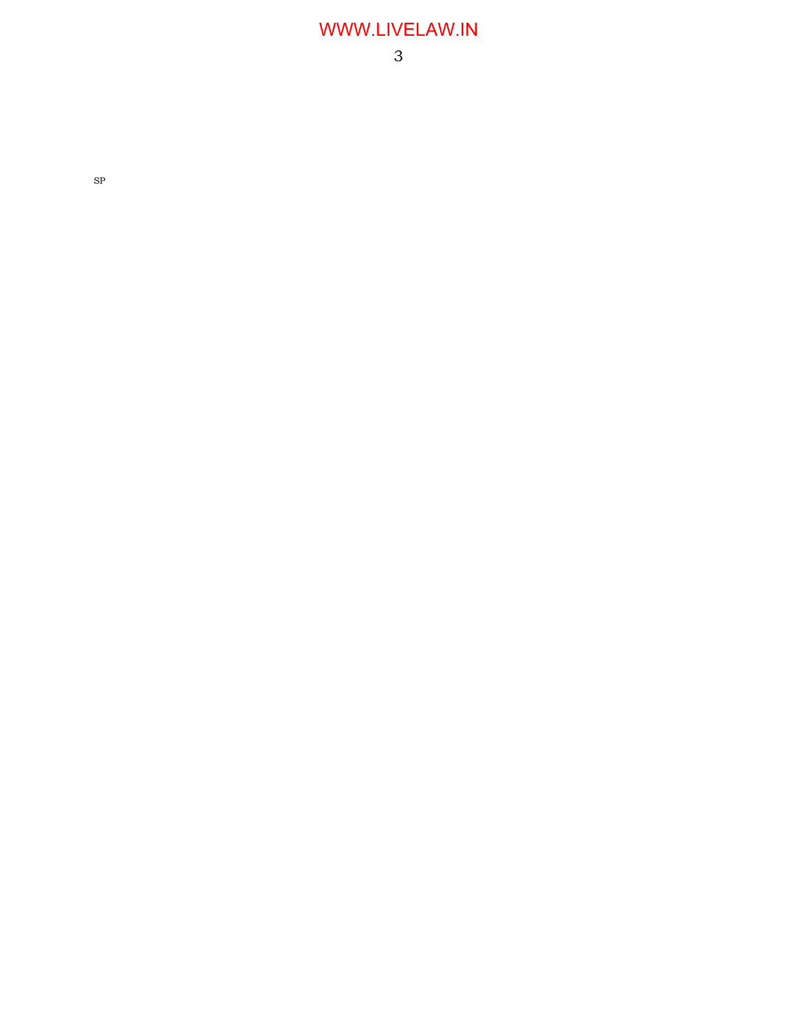SP